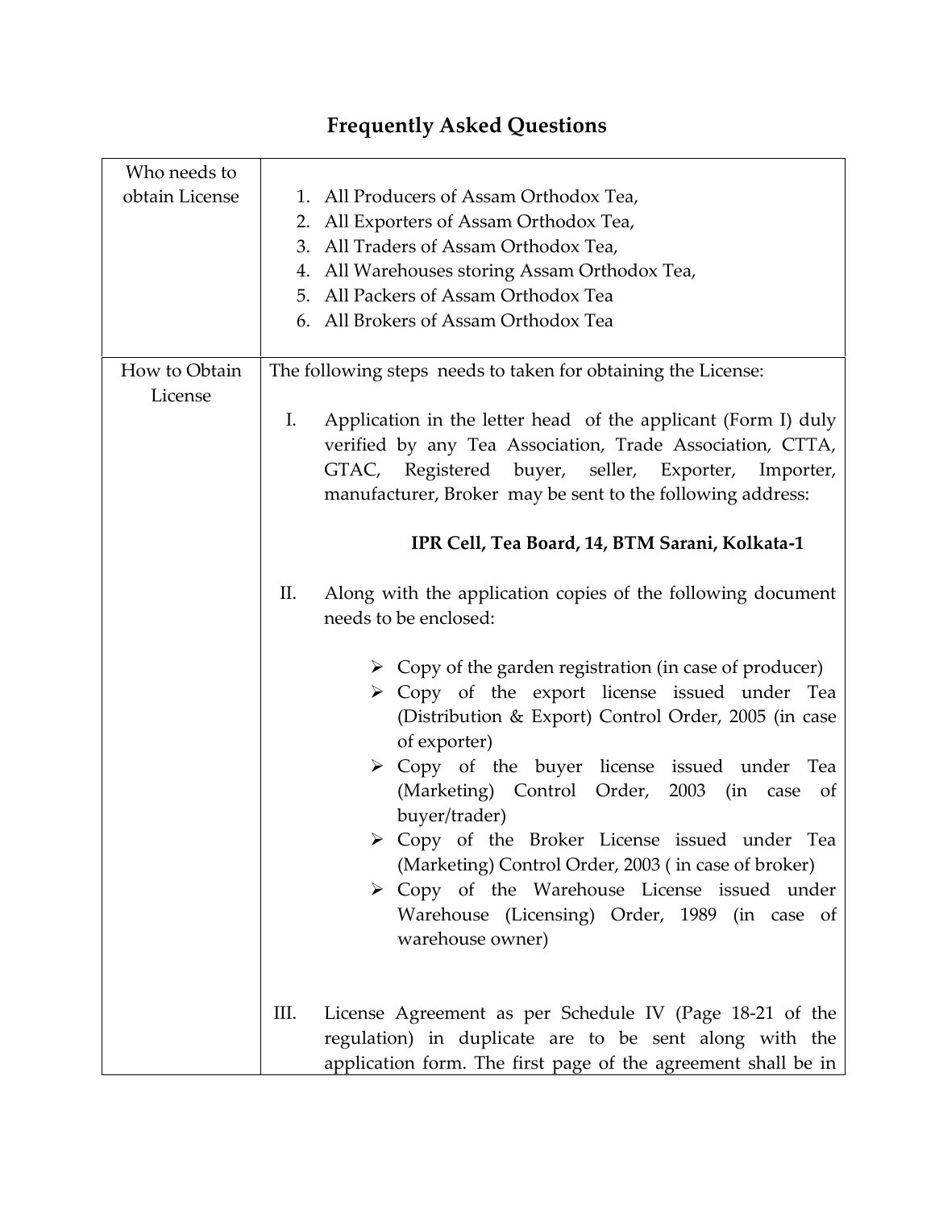# Frequently Asked Questions

| | |
|---|---|
| Who needs to obtain License | 1. All Producers of Assam Orthodox Tea,<br>2. All Exporters of Assam Orthodox Tea,<br>3. All Traders of Assam Orthodox Tea,<br>4. All Warehouses storing Assam Orthodox Tea,<br>5. All Packers of Assam Orthodox Tea<br>6. All Brokers of Assam Orthodox Tea |
| How to Obtain License | The following steps needs to taken for obtaining the License:<br><br>I. Application in the letter head of the applicant (Form I) duly verified by any Tea Association, Trade Association, CTTA, GTAC, Registered buyer, seller, Exporter, Importer, manufacturer, Broker may be sent to the following address:<br><br>**IPR Cell, Tea Board, 14, BTM Sarani, Kolkata-1**<br><br>II. Along with the application copies of the following document needs to be enclosed:<br><br>➢ Copy of the garden registration (in case of producer)<br>➢ Copy of the export license issued under Tea (Distribution & Export) Control Order, 2005 (in case of exporter)<br>➢ Copy of the buyer license issued under Tea (Marketing) Control Order, 2003 (in case of buyer/trader)<br>➢ Copy of the Broker License issued under Tea (Marketing) Control Order, 2003 ( in case of broker)<br>➢ Copy of the Warehouse License issued under Warehouse (Licensing) Order, 1989 (in case of warehouse owner)<br><br>III. License Agreement as per Schedule IV (Page 18-21 of the regulation) in duplicate are to be sent along with the application form. The first page of the agreement shall be in |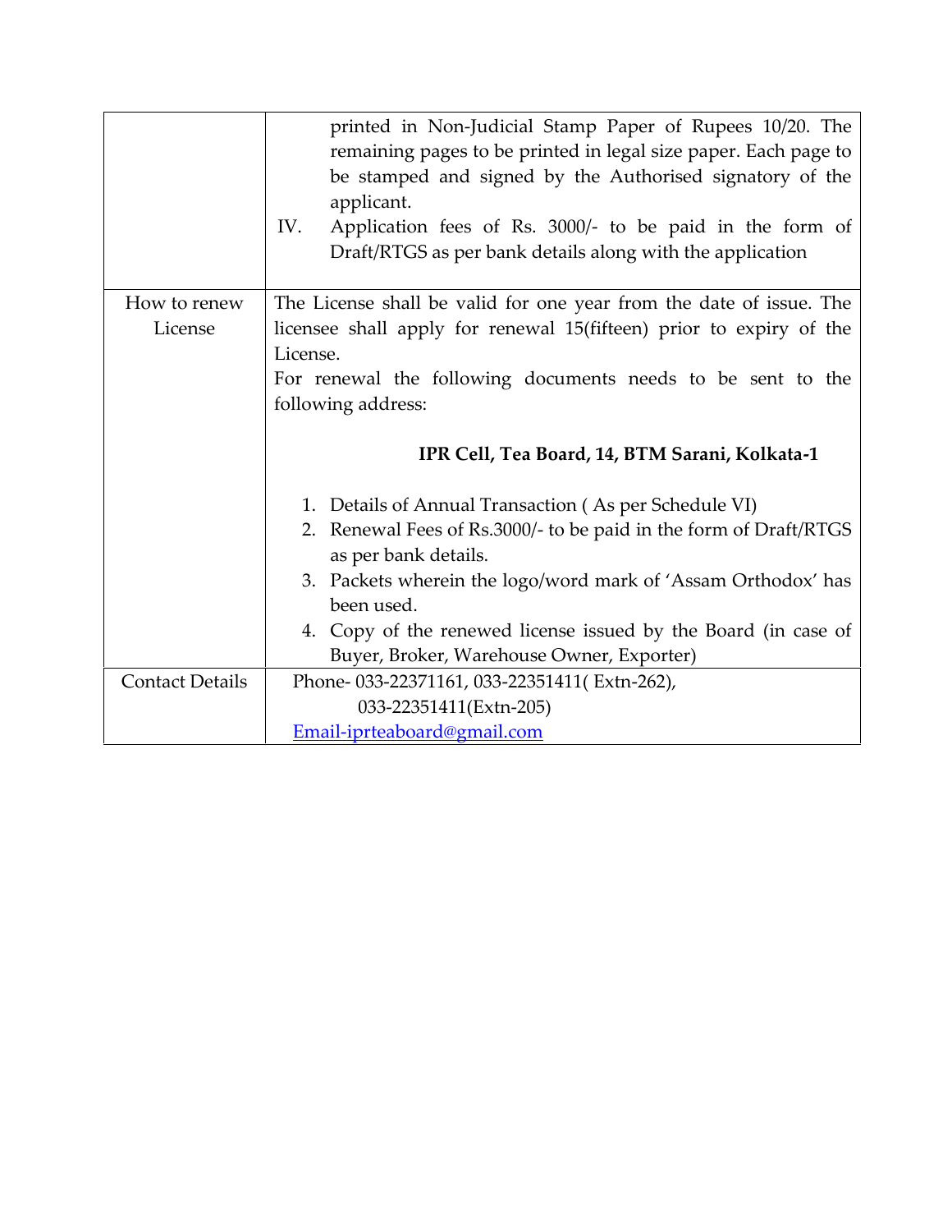| | |
|---|---|
| | printed in Non-Judicial Stamp Paper of Rupees 10/20. The remaining pages to be printed in legal size paper. Each page to be stamped and signed by the Authorised signatory of the applicant.<br>IV. Application fees of Rs. 3000/- to be paid in the form of Draft/RTGS as per bank details along with the application |
| How to renew License | The License shall be valid for one year from the date of issue. The licensee shall apply for renewal 15(fifteen) prior to expiry of the License.<br>For renewal the following documents needs to be sent to the following address:<br><br>**IPR Cell, Tea Board, 14, BTM Sarani, Kolkata-1**<br><br>1. Details of Annual Transaction ( As per Schedule VI)<br>2. Renewal Fees of Rs.3000/- to be paid in the form of Draft/RTGS as per bank details.<br>3. Packets wherein the logo/word mark of 'Assam Orthodox' has been used.<br>4. Copy of the renewed license issued by the Board (in case of Buyer, Broker, Warehouse Owner, Exporter) |
| Contact Details | Phone- 033-22371161, 033-22351411( Extn-262),<br>033-22351411(Extn-205)<br>Email-iprteaboard@gmail.com |